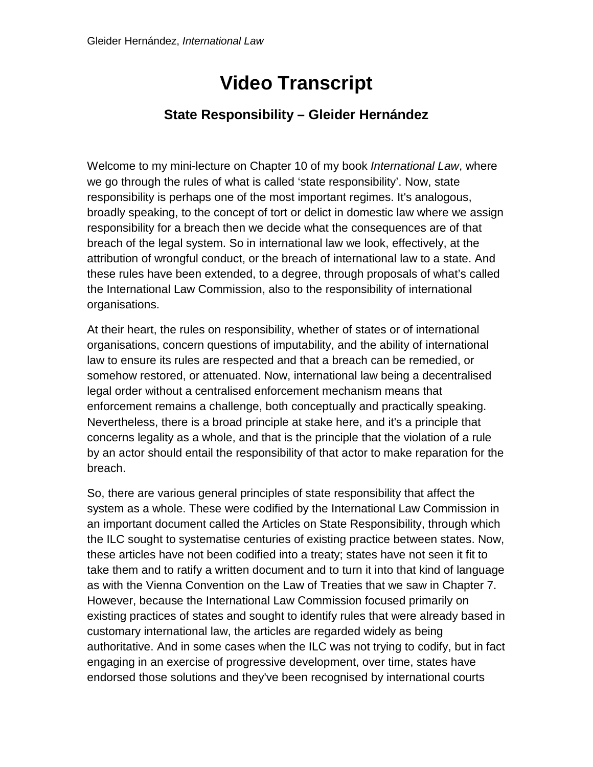# Video Transcript

## State Responsibility – Gleider Hernández

Welcome to my mini-lecture on Chapter 10 of my book *International Law*, where we go through the rules of what is called 'state responsibility'. Now, state responsibility is perhaps one of the most important regimes. It's analogous, broadly speaking, to the concept of tort or delict in domestic law where we assign responsibility for a breach then we decide what the consequences are of that breach of the legal system. So in international law we look, effectively, at the attribution of wrongful conduct, or the breach of international law to a state. And these rules have been extended, to a degree, through proposals of what's called the International Law Commission, also to the responsibility of international organisations.

At their heart, the rules on responsibility, whether of states or of international organisations, concern questions of imputability, and the ability of international law to ensure its rules are respected and that a breach can be remedied, or somehow restored, or attenuated. Now, international law being a decentralised legal order without a centralised enforcement mechanism means that enforcement remains a challenge, both conceptually and practically speaking. Nevertheless, there is a broad principle at stake here, and it's a principle that concerns legality as a whole, and that is the principle that the violation of a rule by an actor should entail the responsibility of that actor to make reparation for the breach.

So, there are various general principles of state responsibility that affect the system as a whole. These were codified by the International Law Commission in an important document called the Articles on State Responsibility, through which the ILC sought to systematise centuries of existing practice between states. Now, these articles have not been codified into a treaty; states have not seen it fit to take them and to ratify a written document and to turn it into that kind of language as with the Vienna Convention on the Law of Treaties that we saw in Chapter 7. However, because the International Law Commission focused primarily on existing practices of states and sought to identify rules that were already based in customary international law, the articles are regarded widely as being authoritative. And in some cases when the ILC was not trying to codify, but in fact engaging in an exercise of progressive development, over time, states have endorsed those solutions and they've been recognised by international courts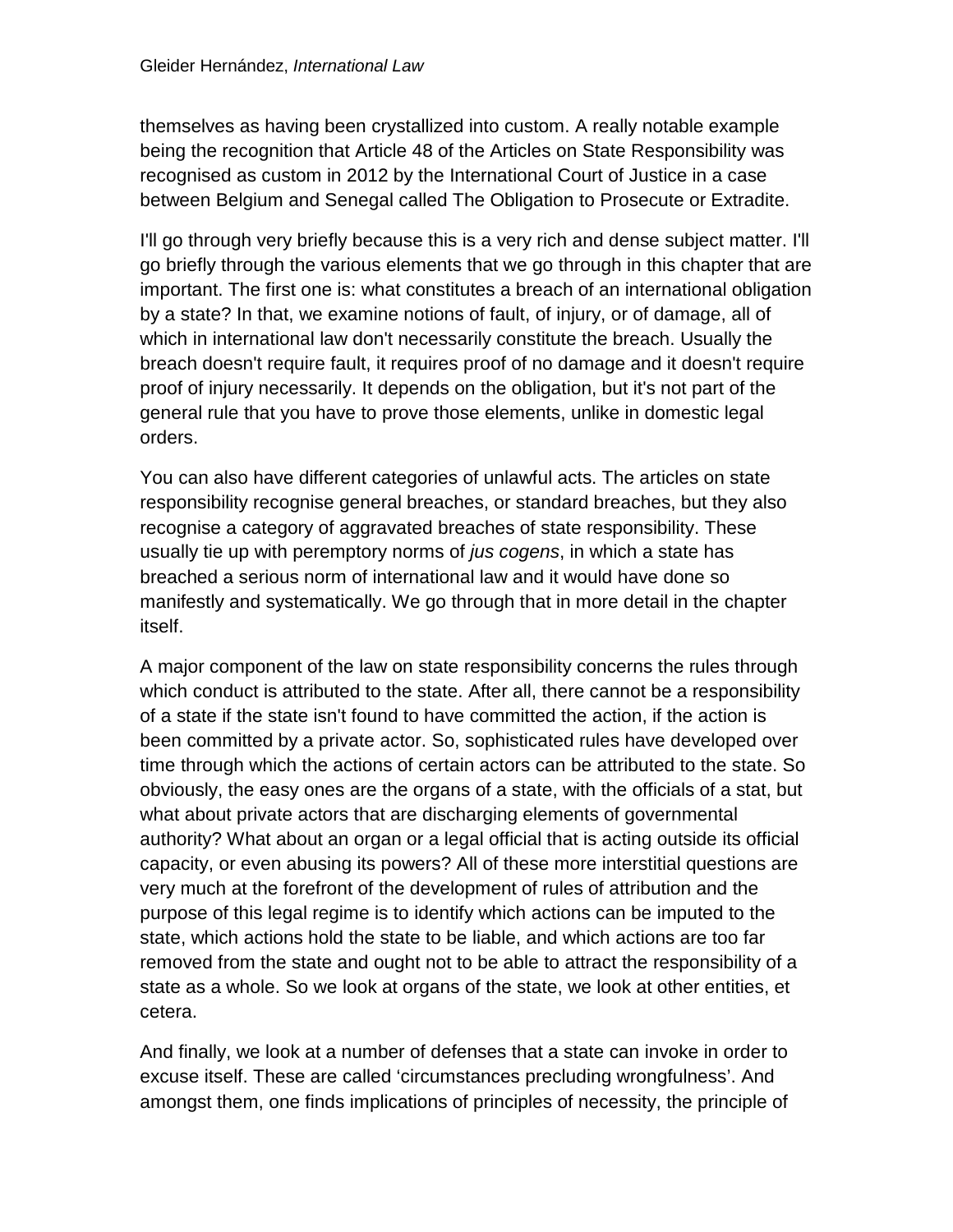themselves as having been crystallized into custom. A really notable example being the recognition that Article 48 of the Articles on State Responsibility was recognised as custom in 2012 by the International Court of Justice in a case between Belgium and Senegal called The Obligation to Prosecute or Extradite.

I'll go through very briefly because this is a very rich and dense subject matter. I'll go briefly through the various elements that we go through in this chapter that are important. The first one is: what constitutes a breach of an international obligation by a state? In that, we examine notions of fault, of injury, or of damage, all of which in international law don't necessarily constitute the breach. Usually the breach doesn't require fault, it requires proof of no damage and it doesn't require proof of injury necessarily. It depends on the obligation, but it's not part of the general rule that you have to prove those elements, unlike in domestic legal orders.

You can also have different categories of unlawful acts. The articles on state responsibility recognise general breaches, or standard breaches, but they also recognise a category of aggravated breaches of state responsibility. These usually tie up with peremptory norms of *jus cogens*, in which a state has breached a serious norm of international law and it would have done so manifestly and systematically. We go through that in more detail in the chapter itself.

A major component of the law on state responsibility concerns the rules through which conduct is attributed to the state. After all, there cannot be a responsibility of a state if the state isn't found to have committed the action, if the action is been committed by a private actor. So, sophisticated rules have developed over time through which the actions of certain actors can be attributed to the state. So obviously, the easy ones are the organs of a state, with the officials of a stat, but what about private actors that are discharging elements of governmental authority? What about an organ or a legal official that is acting outside its official capacity, or even abusing its powers? All of these more interstitial questions are very much at the forefront of the development of rules of attribution and the purpose of this legal regime is to identify which actions can be imputed to the state, which actions hold the state to be liable, and which actions are too far removed from the state and ought not to be able to attract the responsibility of a state as a whole. So we look at organs of the state, we look at other entities, et cetera.

And finally, we look at a number of defenses that a state can invoke in order to excuse itself. These are called 'circumstances precluding wrongfulness'. And amongst them, one finds implications of principles of necessity, the principle of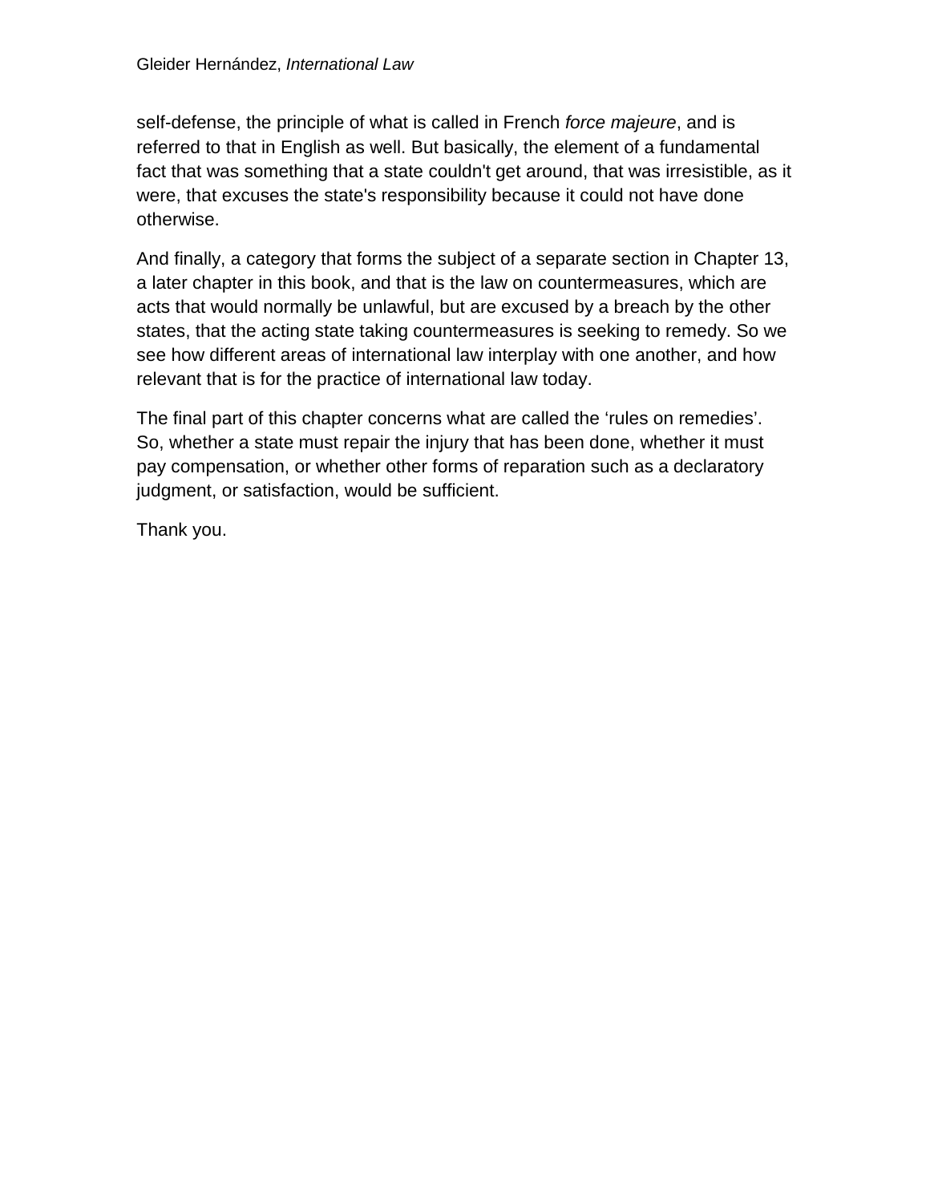self-defense, the principle of what is called in French *force majeure*, and is referred to that in English as well. But basically, the element of a fundamental fact that was something that a state couldn't get around, that was irresistible, as it were, that excuses the state's responsibility because it could not have done otherwise.

And finally, a category that forms the subject of a separate section in Chapter 13, a later chapter in this book, and that is the law on countermeasures, which are acts that would normally be unlawful, but are excused by a breach by the other states, that the acting state taking countermeasures is seeking to remedy. So we see how different areas of international law interplay with one another, and how relevant that is for the practice of international law today.

The final part of this chapter concerns what are called the 'rules on remedies'. So, whether a state must repair the injury that has been done, whether it must pay compensation, or whether other forms of reparation such as a declaratory judgment, or satisfaction, would be sufficient.

Thank you.